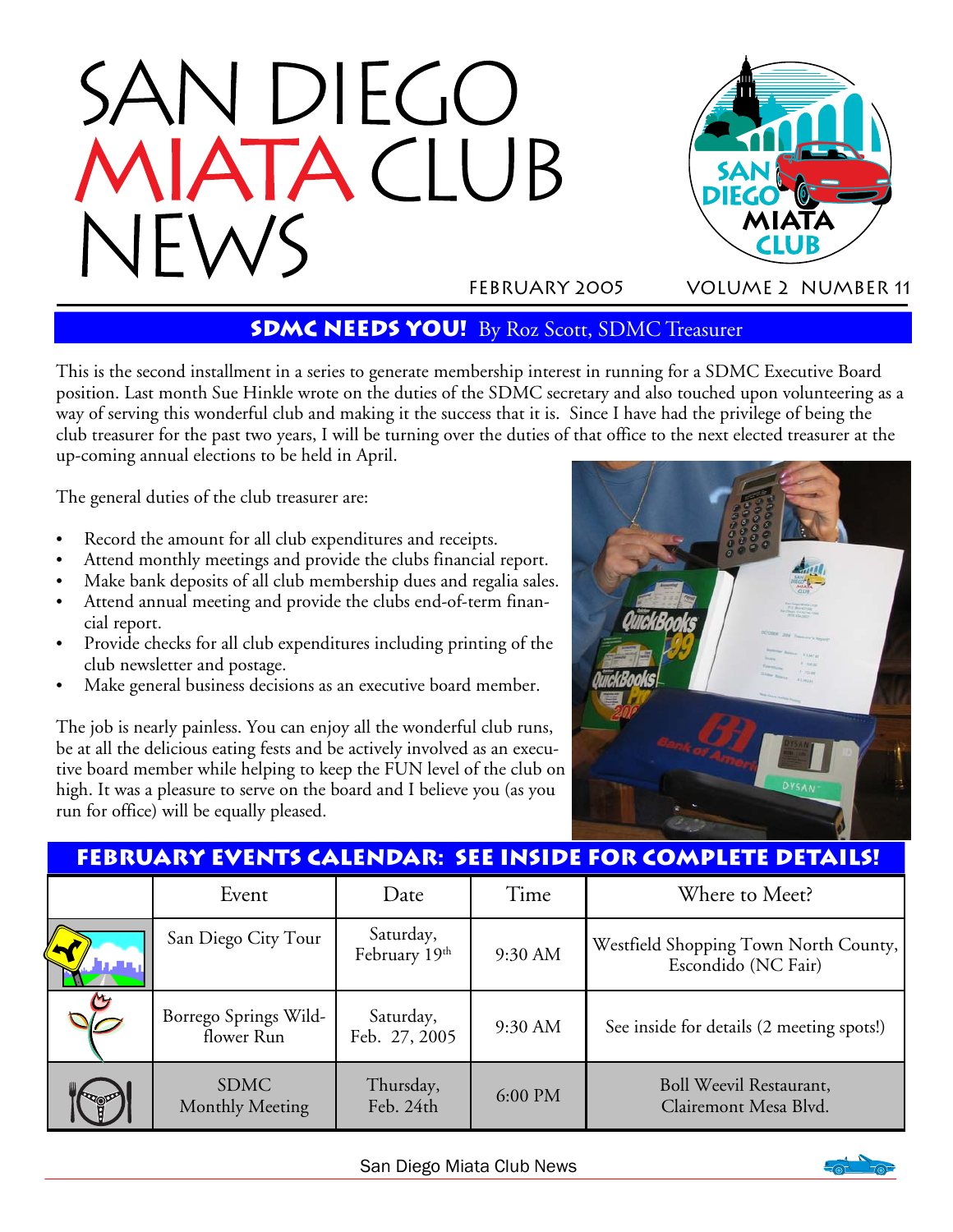# SAN DIEGO MIATA CLUB NEWS

FEBRUARY 2005 VOLUME 2 NUMBER 11

## SDMC NEEDS YOU! By Roz Scott, SDMC Treasurer

This is the second installment in a series to generate membership interest in running for a SDMC Executive Board position. Last month Sue Hinkle wrote on the duties of the SDMC secretary and also touched upon volunteering as a way of serving this wonderful club and making it the success that it is. Since I have had the privilege of being the club treasurer for the past two years, I will be turning over the duties of that office to the next elected treasurer at the up-coming annual elections to be held in April.

The general duties of the club treasurer are:

- Record the amount for all club expenditures and receipts.
- Attend monthly meetings and provide the clubs financial report.
- Make bank deposits of all club membership dues and regalia sales.
- Attend annual meeting and provide the clubs end-of-term financial report.
- Provide checks for all club expenditures including printing of the club newsletter and postage.
- Make general business decisions as an executive board member.

The job is nearly painless. You can enjoy all the wonderful club runs, be at all the delicious eating fests and be actively involved as an executive board member while helping to keep the FUN level of the club on high. It was a pleasure to serve on the board and I believe you (as you run for office) will be equally pleased.

## FEBRUARY EVENTS CALENDAR: SEE INSIDE FOR COMPLETE DETAILS!

| | Event | Date | Time | Where to Meet? |
|---|---|---|---|---|
| | San Diego City Tour | Saturday, February 19th | 9:30 AM | Westfield Shopping Town North County, Escondido (NC Fair) |
| | Borrego Springs Wildflower Run | Saturday, Feb. 27, 2005 | 9:30 AM | See inside for details (2 meeting spots!) |
| | SDMC Monthly Meeting | Thursday, Feb. 24th | 6:00 PM | Boll Weevil Restaurant, Clairemont Mesa Blvd. |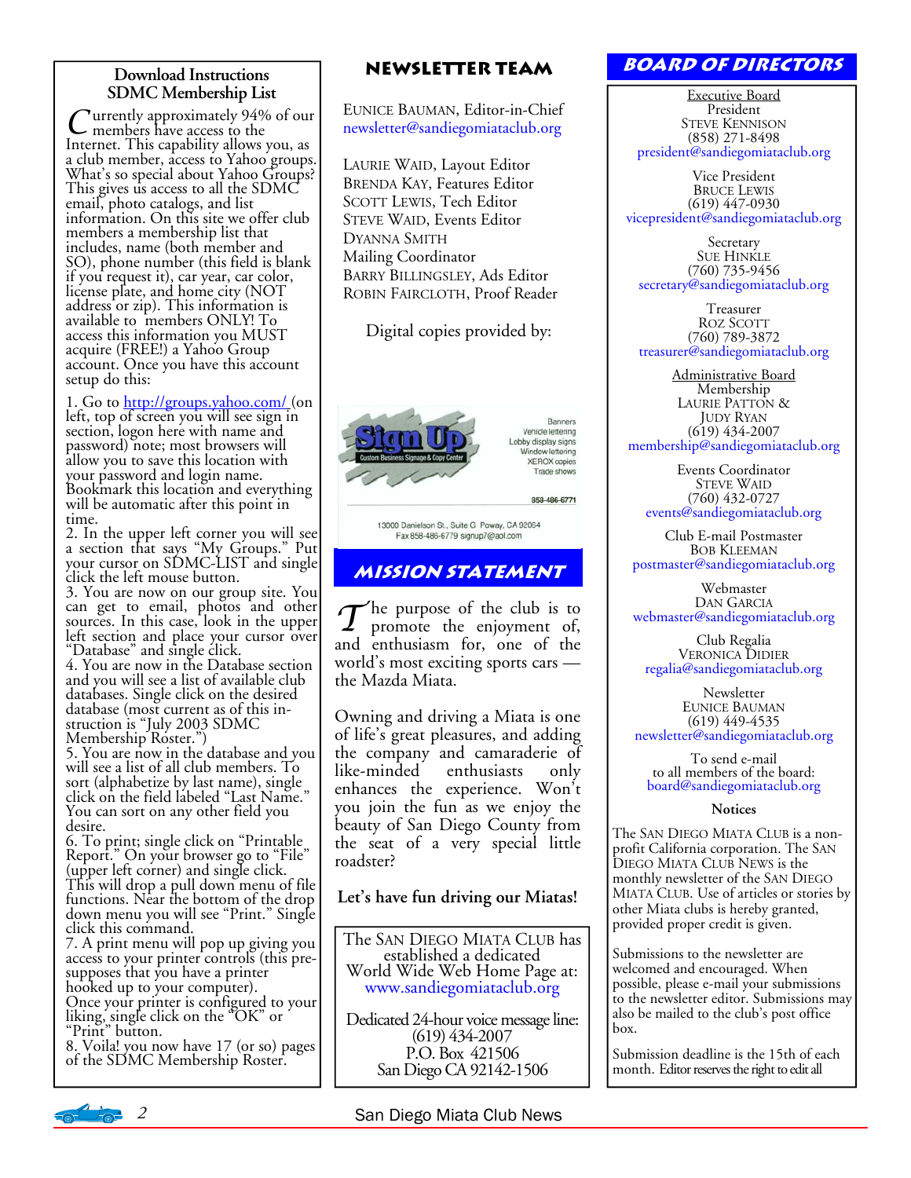## Download Instructions SDMC Membership List

Currently approximately 94% of our members have access to the Internet. This capability allows you, as a club member, access to Yahoo groups. What's so special about Yahoo Groups? This gives us access to all the SDMC email, photo catalogs, and list information. On this site we offer club members a membership list that includes, name (both member and SO), phone number (this field is blank if you request it), car year, car color, license plate, and home city (NOT address or zip). This information is available to members ONLY! To access this information you MUST acquire (FREE!) a Yahoo Group account. Once you have this account setup do this:

1. Go to http://groups.yahoo.com/ (on left, top of screen you will see sign in section, logon here with name and password) note; most browsers will allow you to save this location with your password and login name. Bookmark this location and everything will be automatic after this point in time.
2. In the upper left corner you will see a section that says "My Groups." Put your cursor on SDMC-LIST and single click the left mouse button.
3. You are now on our group site. You can get to email, photos and other sources. In this case, look in the upper left section and place your cursor over "Database" and single click.
4. You are now in the Database section and you will see a list of available club databases. Single click on the desired database (most current as of this instruction is "July 2003 SDMC Membership Roster.")
5. You are now in the database and you will see a list of all club members. To sort (alphabetize by last name), single click on the field labeled "Last Name." You can sort on any other field you desire.
6. To print; single click on "Printable Report." On your browser go to "File" (upper left corner) and single click. This will drop a pull down menu of file functions. Near the bottom of the drop down menu you will see "Print." Single click this command.
7. A print menu will pop up giving you access to your printer controls (this presupposes that you have a printer hooked up to your computer). Once your printer is configured to your liking, single click on the "OK" or "Print" button.
8. Voila! you now have 17 (or so) pages of the SDMC Membership Roster.

## Newsletter Team

Eunice Bauman, Editor-in-Chief
newsletter@sandiegomiataclub.org

Laurie Waid, Layout Editor
Brenda Kay, Features Editor
Scott Lewis, Tech Editor
Steve Waid, Events Editor
Dyanna Smith
Mailing Coordinator
Barry Billingsley, Ads Editor
Robin Faircloth, Proof Reader

Digital copies provided by:

Sign Up — Custom Business Signage & Copy Center
Banners, Vehicle lettering, Lobby display signs, Window lettering, XEROX copies, Trade shows
858-486-6771
13000 Danielson St., Suite G Poway, CA 92064
Fax 858-486-6779 signup7@aol.com

## Mission Statement

The purpose of the club is to promote the enjoyment of, and enthusiasm for, one of the world's most exciting sports cars — the Mazda Miata.

Owning and driving a Miata is one of life's great pleasures, and adding the company and camaraderie of like-minded enthusiasts only enhances the experience. Won't you join the fun as we enjoy the beauty of San Diego County from the seat of a very special little roadster?

**Let's have fun driving our Miatas!**

The San Diego Miata Club has established a dedicated World Wide Web Home Page at:
www.sandiegomiataclub.org

Dedicated 24-hour voice message line:
(619) 434-2007
P.O. Box 421506
San Diego CA 92142-1506

## Board of Directors

Executive Board

President
Steve Kennison
(858) 271-8498
president@sandiegomiataclub.org

Vice President
Bruce Lewis
(619) 447-0930
vicepresident@sandiegomiataclub.org

Secretary
Sue Hinkle
(760) 735-9456
secretary@sandiegomiataclub.org

Treasurer
Roz Scott
(760) 789-3872
treasurer@sandiegomiataclub.org

Administrative Board

Membership
Laurie Patton & Judy Ryan
(619) 434-2007
membership@sandiegomiataclub.org

Events Coordinator
Steve Waid
(760) 432-0727
events@sandiegomiataclub.org

Club E-mail Postmaster
Bob Kleeman
postmaster@sandiegomiataclub.org

Webmaster
Dan Garcia
webmaster@sandiegomiataclub.org

Club Regalia
Veronica Didier
regalia@sandiegomiataclub.org

Newsletter
Eunice Bauman
(619) 449-4535
newsletter@sandiegomiataclub.org

To send e-mail to all members of the board:
board@sandiegomiataclub.org

### Notices

The San Diego Miata Club is a non-profit California corporation. The San Diego Miata Club News is the monthly newsletter of the San Diego Miata Club. Use of articles or stories by other Miata clubs is hereby granted, provided proper credit is given.

Submissions to the newsletter are welcomed and encouraged. When possible, please e-mail your submissions to the newsletter editor. Submissions may also be mailed to the club's post office box.

Submission deadline is the 15th of each month. Editor reserves the right to edit all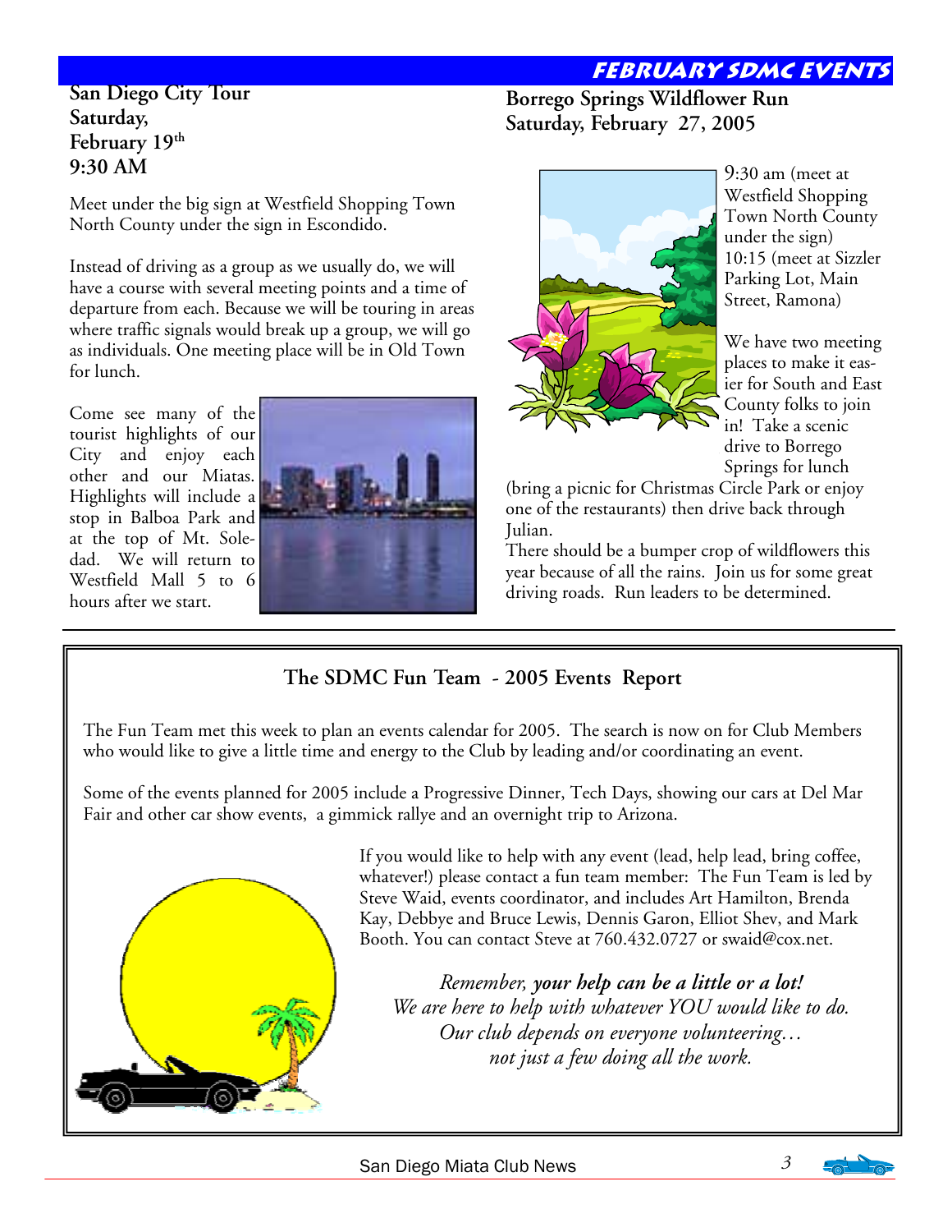# FEBRUARY SDMC EVENTS

## San Diego City Tour
**Saturday, February 19th**
**9:30 AM**

Meet under the big sign at Westfield Shopping Town North County under the sign in Escondido.

Instead of driving as a group as we usually do, we will have a course with several meeting points and a time of departure from each. Because we will be touring in areas where traffic signals would break up a group, we will go as individuals. One meeting place will be in Old Town for lunch.

Come see many of the tourist highlights of our City and enjoy each other and our Miatas. Highlights will include a stop in Balboa Park and at the top of Mt. Soledad. We will return to Westfield Mall 5 to 6 hours after we start.

## Borrego Springs Wildflower Run
**Saturday, February 27, 2005**

9:30 am (meet at Westfield Shopping Town North County under the sign)
10:15 (meet at Sizzler Parking Lot, Main Street, Ramona)

We have two meeting places to make it easier for South and East County folks to join in! Take a scenic drive to Borrego Springs for lunch (bring a picnic for Christmas Circle Park or enjoy one of the restaurants) then drive back through Julian.

There should be a bumper crop of wildflowers this year because of all the rains. Join us for some great driving roads. Run leaders to be determined.

## The SDMC Fun Team - 2005 Events Report

The Fun Team met this week to plan an events calendar for 2005. The search is now on for Club Members who would like to give a little time and energy to the Club by leading and/or coordinating an event.

Some of the events planned for 2005 include a Progressive Dinner, Tech Days, showing our cars at Del Mar Fair and other car show events, a gimmick rallye and an overnight trip to Arizona.

If you would like to help with any event (lead, help lead, bring coffee, whatever!) please contact a fun team member: The Fun Team is led by Steve Waid, events coordinator, and includes Art Hamilton, Brenda Kay, Debbye and Bruce Lewis, Dennis Garon, Elliot Shev, and Mark Booth. You can contact Steve at 760.432.0727 or swaid@cox.net.

*Remember, **your help can be a little or a lot!***
*We are here to help with whatever YOU would like to do.*
*Our club depends on everyone volunteering…*
*not just a few doing all the work.*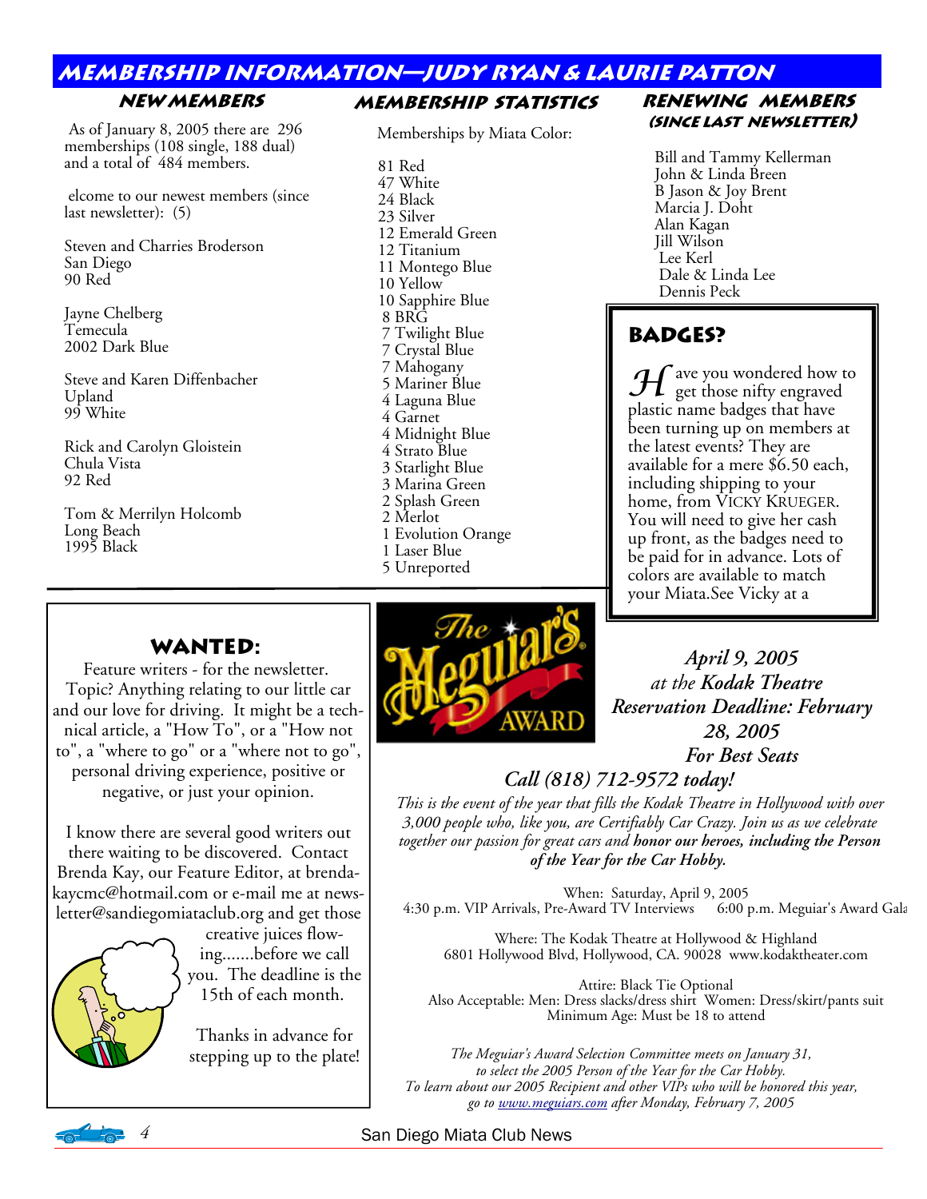## Membership Information—Judy Ryan & Laurie Patton

### New Members

As of January 8, 2005 there are 296 memberships (108 single, 188 dual) and a total of 484 members.

elcome to our newest members (since last newsletter): (5)

Steven and Charries Broderson
San Diego
90 Red

Jayne Chelberg
Temecula
2002 Dark Blue

Steve and Karen Diffenbacher
Upland
99 White

Rick and Carolyn Gloistein
Chula Vista
92 Red

Tom & Merrilyn Holcomb
Long Beach
1995 Black

### Membership Statistics

Memberships by Miata Color:

81 Red
47 White
24 Black
23 Silver
12 Emerald Green
12 Titanium
11 Montego Blue
10 Yellow
10 Sapphire Blue
8 BRG
7 Twilight Blue
7 Crystal Blue
7 Mahogany
5 Mariner Blue
4 Laguna Blue
4 Garnet
4 Midnight Blue
4 Strato Blue
3 Starlight Blue
3 Marina Green
2 Splash Green
2 Merlot
1 Evolution Orange
1 Laser Blue
5 Unreported

### Renewing Members (since last newsletter)

Bill and Tammy Kellerman
John & Linda Breen
B Jason & Joy Brent
Marcia J. Doht
Alan Kagan
Jill Wilson
Lee Kerl
Dale & Linda Lee
Dennis Peck

### Badges?

Have you wondered how to get those nifty engraved plastic name badges that have been turning up on members at the latest events? They are available for a mere $6.50 each, including shipping to your home, from Vicky Krueger. You will need to give her cash up front, as the badges need to be paid for in advance. Lots of colors are available to match your Miata.See Vicky at a

### Wanted:

Feature writers - for the newsletter. Topic? Anything relating to our little car and our love for driving. It might be a technical article, a "How To", a "How not to", a "where to go" or a "where not to go", personal driving experience, positive or negative, or just your opinion.

I know there are several good writers out there waiting to be discovered. Contact Brenda Kay, our Feature Editor, at brendakaycmc@hotmail.com or e-mail me at newsletter@sandiegomiataclub.org and get those creative juices flowing.......before we call you. The deadline is the 15th of each month.

Thanks in advance for stepping up to the plate!

### The Meguiar's Award

*April 9, 2005*
*at the **Kodak Theatre***
*Reservation Deadline: February 28, 2005*
*For Best Seats*
*Call (818) 712-9572 today!*

*This is the event of the year that fills the Kodak Theatre in Hollywood with over 3,000 people who, like you, are Certifiably Car Crazy. Join us as we celebrate together our passion for great cars and **honor our heroes, including the Person of the Year for the Car Hobby.***

When: Saturday, April 9, 2005
4:30 p.m. VIP Arrivals, Pre-Award TV Interviews 6:00 p.m. Meguiar's Award Gala

Where: The Kodak Theatre at Hollywood & Highland
6801 Hollywood Blvd, Hollywood, CA. 90028 www.kodaktheater.com

Attire: Black Tie Optional
Also Acceptable: Men: Dress slacks/dress shirt Women: Dress/skirt/pants suit
Minimum Age: Must be 18 to attend

*The Meguiar's Award Selection Committee meets on January 31, to select the 2005 Person of the Year for the Car Hobby. To learn about our 2005 Recipient and other VIPs who will be honored this year, go to www.meguiars.com after Monday, February 7, 2005*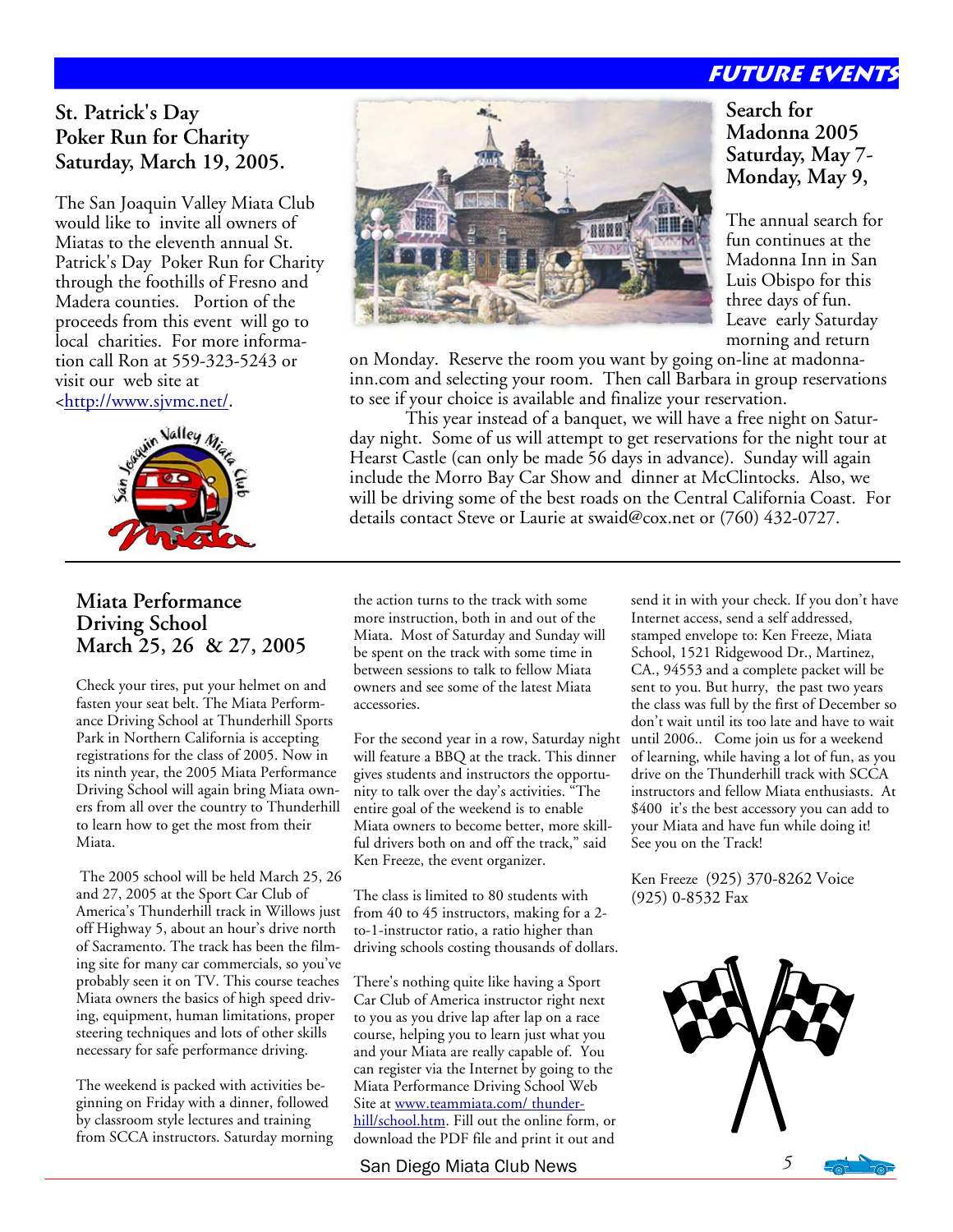## FUTURE EVENTS

### St. Patrick's Day Poker Run for Charity Saturday, March 19, 2005.

The San Joaquin Valley Miata Club would like to invite all owners of Miatas to the eleventh annual St. Patrick's Day Poker Run for Charity through the foothills of Fresno and Madera counties. Portion of the proceeds from this event will go to local charities. For more information call Ron at 559-323-5243 or visit our web site at <http://www.sjvmc.net/.

### Search for Madonna 2005 Saturday, May 7-Monday, May 9,

The annual search for fun continues at the Madonna Inn in San Luis Obispo for this three days of fun. Leave early Saturday morning and return on Monday. Reserve the room you want by going on-line at madonna-inn.com and selecting your room. Then call Barbara in group reservations to see if your choice is available and finalize your reservation.

This year instead of a banquet, we will have a free night on Saturday night. Some of us will attempt to get reservations for the night tour at Hearst Castle (can only be made 56 days in advance). Sunday will again include the Morro Bay Car Show and dinner at McClintocks. Also, we will be driving some of the best roads on the Central California Coast. For details contact Steve or Laurie at swaid@cox.net or (760) 432-0727.

### Miata Performance Driving School March 25, 26 & 27, 2005

Check your tires, put your helmet on and fasten your seat belt. The Miata Performance Driving School at Thunderhill Sports Park in Northern California is accepting registrations for the class of 2005. Now in its ninth year, the 2005 Miata Performance Driving School will again bring Miata owners from all over the country to Thunderhill to learn how to get the most from their Miata.

The 2005 school will be held March 25, 26 and 27, 2005 at the Sport Car Club of America's Thunderhill track in Willows just off Highway 5, about an hour's drive north of Sacramento. The track has been the filming site for many car commercials, so you've probably seen it on TV. This course teaches Miata owners the basics of high speed driving, equipment, human limitations, proper steering techniques and lots of other skills necessary for safe performance driving.

The weekend is packed with activities beginning on Friday with a dinner, followed by classroom style lectures and training from SCCA instructors. Saturday morning the action turns to the track with some more instruction, both in and out of the Miata. Most of Saturday and Sunday will be spent on the track with some time in between sessions to talk to fellow Miata owners and see some of the latest Miata accessories.

For the second year in a row, Saturday night will feature a BBQ at the track. This dinner gives students and instructors the opportunity to talk over the day's activities. "The entire goal of the weekend is to enable Miata owners to become better, more skillful drivers both on and off the track," said Ken Freeze, the event organizer.

The class is limited to 80 students with from 40 to 45 instructors, making for a 2-to-1-instructor ratio, a ratio higher than driving schools costing thousands of dollars.

There's nothing quite like having a Sport Car Club of America instructor right next to you as you drive lap after lap on a race course, helping you to learn just what you and your Miata are really capable of. You can register via the Internet by going to the Miata Performance Driving School Web Site at www.teammiata.com/ thunderhill/school.htm. Fill out the online form, or download the PDF file and print it out and send it in with your check. If you don't have Internet access, send a self addressed, stamped envelope to: Ken Freeze, Miata School, 1521 Ridgewood Dr., Martinez, CA., 94553 and a complete packet will be sent to you. But hurry, the past two years the class was full by the first of December so don't wait until its too late and have to wait until 2006.. Come join us for a weekend of learning, while having a lot of fun, as you drive on the Thunderhill track with SCCA instructors and fellow Miata enthusiasts. At $400 it's the best accessory you can add to your Miata and have fun while doing it! See you on the Track!

Ken Freeze (925) 370-8262 Voice
(925) 0-8532 Fax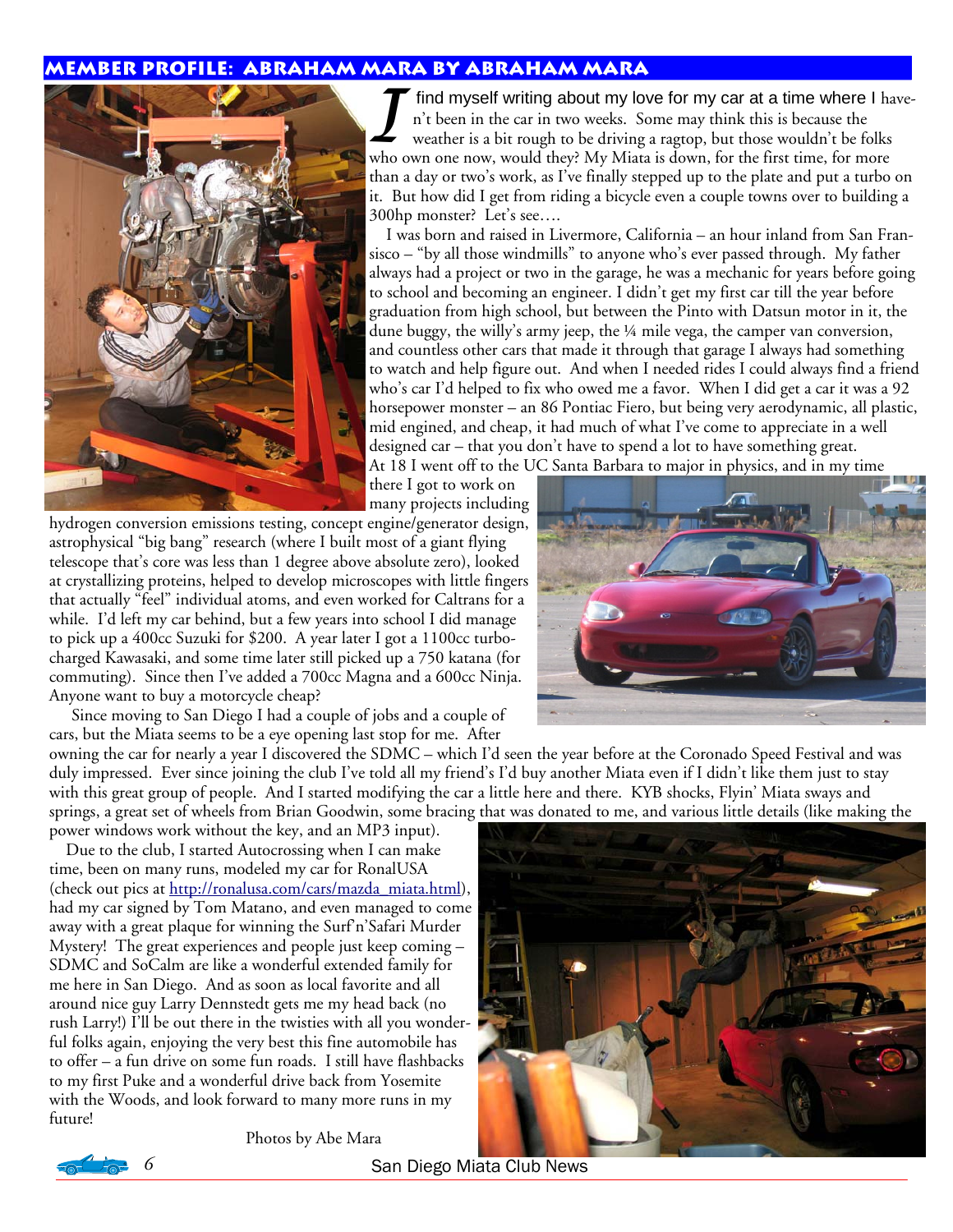## MEMBER PROFILE: ABRAHAM MARA BY ABRAHAM MARA

I find myself writing about my love for my car at a time where I haven't been in the car in two weeks. Some may think this is because the weather is a bit rough to be driving a ragtop, but those wouldn't be folks who own one now, would they? My Miata is down, for the first time, for more than a day or two's work, as I've finally stepped up to the plate and put a turbo on it. But how did I get from riding a bicycle even a couple towns over to building a 300hp monster? Let's see….

I was born and raised in Livermore, California – an hour inland from San Fransisco – "by all those windmills" to anyone who's ever passed through. My father always had a project or two in the garage, he was a mechanic for years before going to school and becoming an engineer. I didn't get my first car till the year before graduation from high school, but between the Pinto with Datsun motor in it, the dune buggy, the willy's army jeep, the ¼ mile vega, the camper van conversion, and countless other cars that made it through that garage I always had something to watch and help figure out. And when I needed rides I could always find a friend who's car I'd helped to fix who owed me a favor. When I did get a car it was a 92 horsepower monster – an 86 Pontiac Fiero, but being very aerodynamic, all plastic, mid engined, and cheap, it had much of what I've come to appreciate in a well designed car – that you don't have to spend a lot to have something great. At 18 I went off to the UC Santa Barbara to major in physics, and in my time there I got to work on many projects including hydrogen conversion emissions testing, concept engine/generator design, astrophysical "big bang" research (where I built most of a giant flying telescope that's core was less than 1 degree above absolute zero), looked at crystallizing proteins, helped to develop microscopes with little fingers that actually "feel" individual atoms, and even worked for Caltrans for a while. I'd left my car behind, but a few years into school I did manage to pick up a 400cc Suzuki for $200. A year later I got a 1100cc turbocharged Kawasaki, and some time later still picked up a 750 katana (for commuting). Since then I've added a 700cc Magna and a 600cc Ninja. Anyone want to buy a motorcycle cheap?

Since moving to San Diego I had a couple of jobs and a couple of cars, but the Miata seems to be a eye opening last stop for me. After owning the car for nearly a year I discovered the SDMC – which I'd seen the year before at the Coronado Speed Festival and was duly impressed. Ever since joining the club I've told all my friend's I'd buy another Miata even if I didn't like them just to stay with this great group of people. And I started modifying the car a little here and there. KYB shocks, Flyin' Miata sways and springs, a great set of wheels from Brian Goodwin, some bracing that was donated to me, and various little details (like making the power windows work without the key, and an MP3 input).

Due to the club, I started Autocrossing when I can make time, been on many runs, modeled my car for RonalUSA (check out pics at http://ronalusa.com/cars/mazda_miata.html), had my car signed by Tom Matano, and even managed to come away with a great plaque for winning the Surf'n'Safari Murder Mystery! The great experiences and people just keep coming – SDMC and SoCalm are like a wonderful extended family for me here in San Diego. And as soon as local favorite and all around nice guy Larry Dennstedt gets me my head back (no rush Larry!) I'll be out there in the twisties with all you wonderful folks again, enjoying the very best this fine automobile has to offer – a fun drive on some fun roads. I still have flashbacks to my first Puke and a wonderful drive back from Yosemite with the Woods, and look forward to many more runs in my future!

Photos by Abe Mara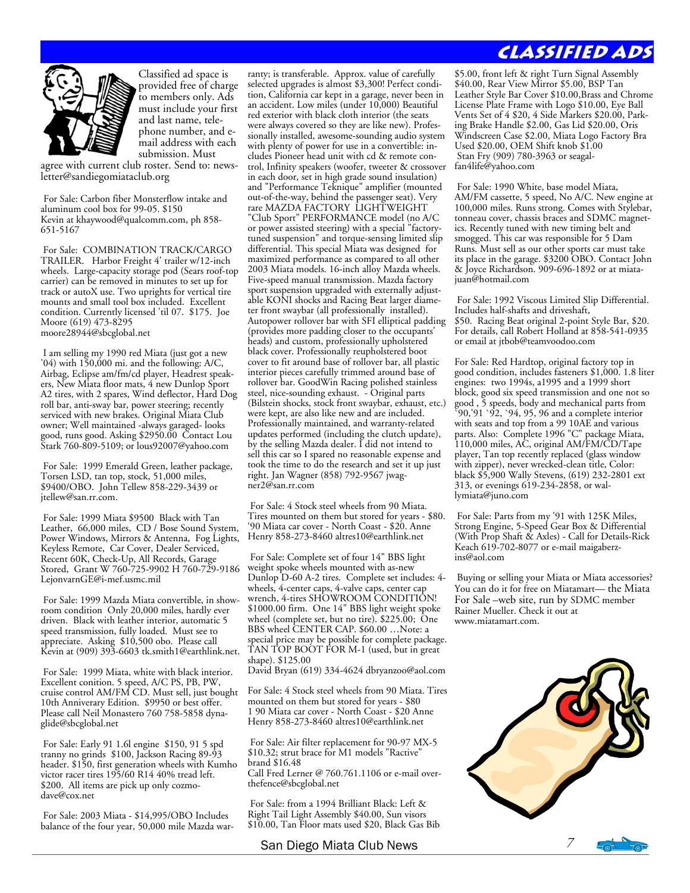# Classified Ads

Classified ad space is provided free of charge to members only. Ads must include your first and last name, telephone number, and e-mail address with each submission. Must agree with current club roster. Send to: newsletter@sandiegomiataclub.org

For Sale: Carbon fiber Monsterflow intake and aluminum cool box for 99-05. $150
Kevin at khaywood@qualcomm.com, ph 858-651-5167

For Sale: COMBINATION TRACK/CARGO TRAILER. Harbor Freight 4' trailer w/12-inch wheels. Large-capacity storage pod (Sears roof-top carrier) can be removed in minutes to set up for track or autoX use. Two uprights for vertical tire mounts and small tool box included. Excellent condition. Currently licensed 'til 07. $175. Joe Moore (619) 473-8295
moore28944@sbcglobal.net

I am selling my 1990 red Miata (just got a new '04) with 150,000 mi. and the following: A/C, Airbag, Eclipse am/fm/cd player, Headrest speakers, New Miata floor mats, 4 new Dunlop Sport A2 tires, with 2 spares, Wind deflector, Hard Dog roll bar, anti-sway bar, power steering; recently serviced with new brakes. Original Miata Club owner; Well maintained -always garaged- looks good, runs good. Asking $2950.00 Contact Lou Stark 760-809-5109; or lous92007@yahoo.com

For Sale: 1999 Emerald Green, leather package, Torsen LSD, tan top, stock, 51,000 miles, $9400/OBO. John Tellew 858-229-3439 or jtellew@san.rr.com.

For Sale: 1999 Miata $9500 Black with Tan Leather, 66,000 miles, CD / Bose Sound System, Power Windows, Mirrors & Antenna, Fog Lights, Keyless Remote, Car Cover, Dealer Serviced, Recent 60K, Check-Up, All Records, Garage Stored, Grant W 760-725-9902 H 760-729-9186 LejonvarnGE@i-mef.usmc.mil

For Sale: 1999 Mazda Miata convertible, in showroom condition Only 20,000 miles, hardly ever driven. Black with leather interior, automatic 5 speed transmission, fully loaded. Must see to appreciate. Asking $10,500 obo. Please call Kevin at (909) 393-6603 tk.smith1@earthlink.net.

For Sale: 1999 Miata, white with black interior. Excellent conition. 5 speed, A/C PS, PB, PW, cruise control AM/FM CD. Must sell, just bought 10th Anniverary Edition. $9950 or best offer. Please call Neil Monastero 760 758-5858 dynaglide@sbcglobal.net

For Sale: Early 91 1.6l engine $150, 91 5 spd tranny no grinds $100, Jackson Racing 89-93 header. $150, first generation wheels with Kumho victor racer tires 195/60 R14 40% tread left. $200. All items are pick up only cozmodave@cox.net

For Sale: 2003 Miata - $14,995/OBO Includes balance of the four year, 50,000 mile Mazda warranty; is transferable. Approx. value of carefully selected upgrades is almost $3,300! Perfect condition, California car kept in a garage, never been in an accident. Low miles (under 10,000) Beautiful red exterior with black cloth interior (the seats were always covered so they are like new). Professionally installed, awesome-sounding audio system with plenty of power for use in a convertible: includes Pioneer head unit with cd & remote control, Infinity speakers (woofer, tweeter & crossover in each door, set in high grade sound insulation) and "Performance Teknique" amplifier (mounted out-of-the-way, behind the passenger seat). Very rare MAZDA FACTORY LIGHTWEIGHT "Club Sport" PERFORMANCE model (no A/C or power assisted steering) with a special "factory-tuned suspension" and torque-sensing limited slip differential. This special Miata was designed for maximized performance as compared to all other 2003 Miata models. 16-inch alloy Mazda wheels. Five-speed manual transmission. Mazda factory sport suspension upgraded with externally adjustable KONI shocks and Racing Beat larger diameter front swaybar (all professionally installed). Autopower rollover bar with SFI elliptical padding (provides more padding closer to the occupants' heads) and custom, professionally upholstered black cover. Professionally reupholstered boot cover to fit around base of rollover bar, all plastic interior pieces carefully trimmed around base of rollover bar. GoodWin Racing polished stainless steel, nice-sounding exhaust. - Original parts (Bilstein shocks, stock front swaybar, exhaust, etc.) were kept, are also like new and are included. Professionally maintained, and warranty-related updates performed (including the clutch update), by the selling Mazda dealer. I did not intend to sell this car so I spared no reasonable expense and took the time to do the research and set it up just right. Jan Wagner (858) 792-9567 jwagner2@san.rr.com

For Sale: 4 Stock steel wheels from 90 Miata. Tires mounted on them but stored for years - $80. '90 Miata car cover - North Coast - $20. Anne Henry 858-273-8460 altres10@earthlink.net

For Sale: Complete set of four 14" BBS light weight spoke wheels mounted with as-new Dunlop D-60 A-2 tires. Complete set includes: 4-wheels, 4-center caps, 4-valve caps, center cap wrench, 4-tires SHOWROOM CONDITION! $1000.00 firm. One 14" BBS light weight spoke wheel (complete set, but no tire). $225.00; One BBS wheel CENTER CAP. $60.00 …Note: a special price may be possible for complete package. TAN TOP BOOT FOR M-1 (used, but in great shape). $125.00
David Bryan (619) 334-4624 dbryanzoo@aol.com

For Sale: 4 Stock steel wheels from 90 Miata. Tires mounted on them but stored for years - $80
1 90 Miata car cover - North Coast - $20 Anne Henry 858-273-8460 altres10@earthlink.net

For Sale: Air filter replacement for 90-97 MX-5 $10.32; strut brace for M1 models "Ractive" brand $16.48
Call Fred Lerner @ 760.761.1106 or e-mail overthefence@sbcglobal.net

For Sale: from a 1994 Brilliant Black: Left & Right Tail Light Assembly $40.00, Sun visors $10.00, Tan Floor mats used $20, Black Gas Bib $5.00, front left & right Turn Signal Assembly $40.00, Rear View Mirror $5.00, BSP Tan Leather Style Bar Cover $10.00,Brass and Chrome License Plate Frame with Logo $10.00, Eye Ball Vents Set of 4 $20, 4 Side Markers $20.00, Parking Brake Handle $2.00, Gas Lid $20.00, Oris Windscreen Case $2.00, Miata Logo Factory Bra Used $20.00, OEM Shift knob $1.00
Stan Fry (909) 780-3963 or seagalfan4life@yahoo.com

For Sale: 1990 White, base model Miata, AM/FM cassette, 5 speed, No A/C. New engine at 100,000 miles. Runs strong. Comes with Stylebar, tonneau cover, chassis braces and SDMC magnetics. Recently tuned with new timing belt and smogged. This car was responsible for 5 Dam Runs. Must sell as our other sports car must take its place in the garage. $3200 OBO. Contact John & Joyce Richardson. 909-696-1892 or at miatajuan@hotmail.com

For Sale: 1992 Viscous Limited Slip Differential. Includes half-shafts and driveshaft,
$50. Racing Beat original 2-point Style Bar, $20. For details, call Robert Holland at 858-541-0935 or email at jtbob@teamvoodoo.com

For Sale: Red Hardtop, original factory top in good condition, includes fasteners $1,000. 1.8 liter engines: two 1994s, a1995 and a 1999 short block, good six speed transmission and one not so good , 5 speeds, body and mechanical parts from `90,'91 `92, `94, 95, 96 and a complete interior with seats and top from a 99 10AE and various parts. Also: Complete 1996 "C" package Miata, 110,000 miles, AC, original AM/FM/CD/Tape player, Tan top recently replaced (glass window with zipper), never wrecked-clean title, Color: black $5,900 Wally Stevens, (619) 232-2801 ext 313, or evenings 619-234-2858, or wallymiata@juno.com

For Sale: Parts from my '91 with 125K Miles, Strong Engine, 5-Speed Gear Box & Differential (With Prop Shaft & Axles) - Call for Details-Rick Keach 619-702-8077 or e-mail maigaberzins@aol.com

Buying or selling your Miata or Miata accessories? You can do it for free on Miatamart— the Miata For Sale –web site, run by SDMC member Rainer Mueller. Check it out at www.miatamart.com.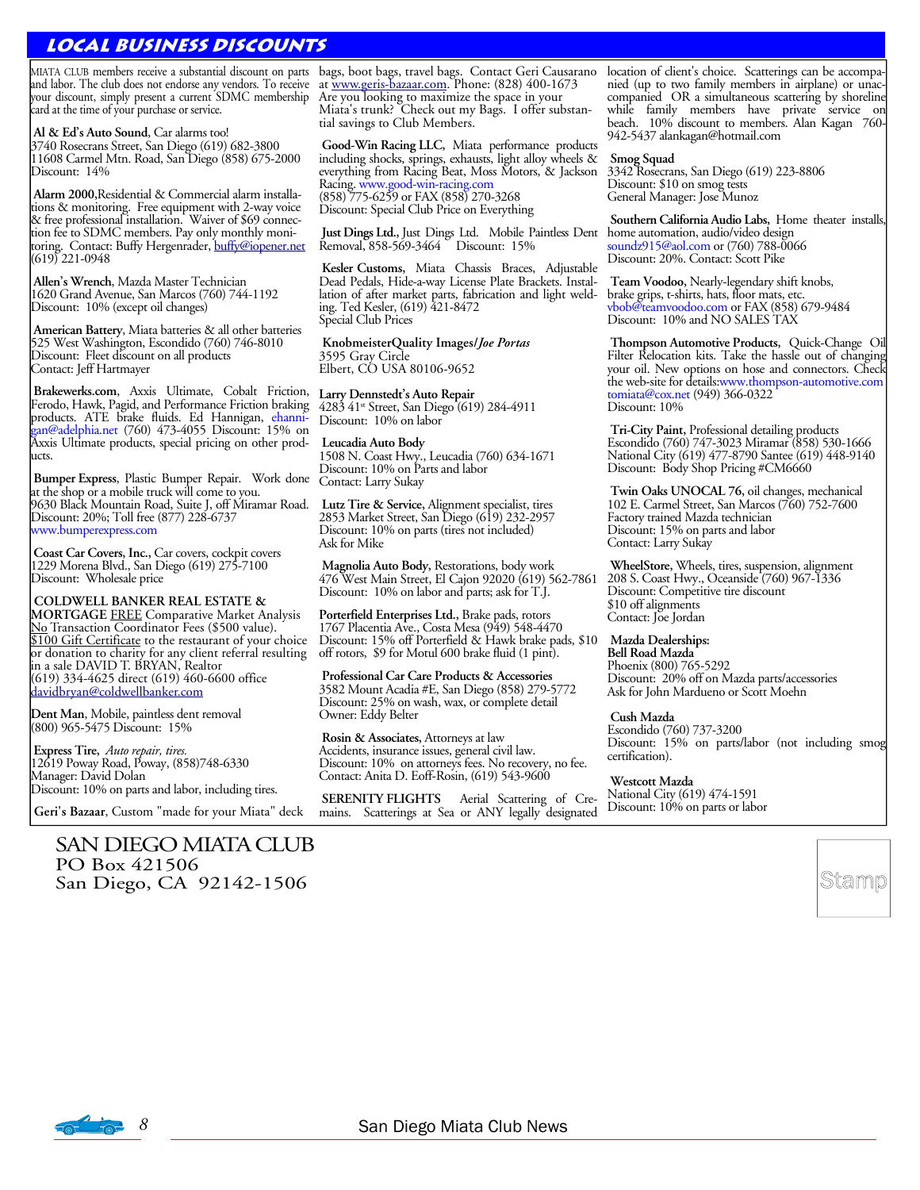## LOCAL BUSINESS DISCOUNTS

MIATA CLUB members receive a substantial discount on parts and labor. The club does not endorse any vendors. To receive your discount, simply present a current SDMC membership card at the time of your purchase or service.

**Al & Ed's Auto Sound**, Car alarms too!
3740 Rosecrans Street, San Diego (619) 682-3800
11608 Carmel Mtn. Road, San Diego (858) 675-2000
Discount: 14%

**Alarm 2000,** Residential & Commercial alarm installations & monitoring. Free equipment with 2-way voice & free professional installation. Waiver of $69 connection fee to SDMC members. Pay only monthly monitoring. Contact: Buffy Hergenrader, buffy@iopener.net (619) 221-0948

**Allen's Wrench**, Mazda Master Technician
1620 Grand Avenue, San Marcos (760) 744-1192
Discount: 10% (except oil changes)

**American Battery**, Miata batteries & all other batteries
525 West Washington, Escondido (760) 746-8010
Discount: Fleet discount on all products
Contact: Jeff Hartmayer

**Brakewerks.com**, Axxis Ultimate, Cobalt Friction, Ferodo, Hawk, Pagid, and Performance Friction braking products. ATE brake fluids. Ed Hannigan, ehannigan@adelphia.net (760) 473-4055 Discount: 15% on Axxis Ultimate products, special pricing on other products.

**Bumper Express**, Plastic Bumper Repair. Work done at the shop or a mobile truck will come to you.
9630 Black Mountain Road, Suite J, off Miramar Road.
Discount: 20%; Toll free (877) 228-6737
www.bumperexpress.com

**Coast Car Covers, Inc.,** Car covers, cockpit covers
1229 Morena Blvd., San Diego (619) 275-7100
Discount: Wholesale price

**COLDWELL BANKER REAL ESTATE & MORTGAGE** FREE Comparative Market Analysis
No Transaction Coordinator Fees ($500 value).
$100 Gift Certificate to the restaurant of your choice or donation to charity for any client referral resulting in a sale DAVID T. BRYAN, Realtor
(619) 334-4625 direct (619) 460-6600 office
davidbryan@coldwellbanker.com

**Dent Man**, Mobile, paintless dent removal
(800) 965-5475 Discount: 15%

**Express Tire,** *Auto repair, tires.*
12619 Poway Road, Poway, (858)748-6330
Manager: David Dolan
Discount: 10% on parts and labor, including tires.

**Geri's Bazaar**, Custom "made for your Miata" deck bags, boot bags, travel bags. Contact Geri Causarano at www.geris-bazaar.com. Phone: (828) 400-1673
Are you looking to maximize the space in your Miata's trunk? Check out my Bags. I offer substantial savings to Club Members.

**Good-Win Racing LLC,** Miata performance products including shocks, springs, exhausts, light alloy wheels & everything from Racing Beat, Moss Motors, & Jackson Racing. www.good-win-racing.com
(858) 775-6259 or FAX (858) 270-3268
Discount: Special Club Price on Everything

**Just Dings Ltd.,** Just Dings Ltd. Mobile Paintless Dent Removal, 858-569-3464 Discount: 15%

**Kesler Customs,** Miata Chassis Braces, Adjustable Dead Pedals, Hide-a-way License Plate Brackets. Installation of after market parts, fabrication and light welding. Ted Kesler, (619) 421-8472
Special Club Prices

**KnobmeisterQuality Images/*Joe Portas***
3595 Gray Circle
Elbert, CO USA 80106-9652

**Larry Dennstedt's Auto Repair**
4283 41st Street, San Diego (619) 284-4911
Discount: 10% on labor

**Leucadia Auto Body**
1508 N. Coast Hwy., Leucadia (760) 634-1671
Discount: 10% on Parts and labor
Contact: Larry Sukay

**Lutz Tire & Service,** Alignment specialist, tires
2853 Market Street, San Diego (619) 232-2957
Discount: 10% on parts (tires not included)
Ask for Mike

**Magnolia Auto Body,** Restorations, body work
476 West Main Street, El Cajon 92020 (619) 562-7861
Discount: 10% on labor and parts; ask for T.J.

**Porterfield Enterprises Ltd.,** Brake pads, rotors
1767 Placentia Ave., Costa Mesa (949) 548-4470
Discount: 15% off Porterfield & Hawk brake pads, $10 off rotors, $9 for Motul 600 brake fluid (1 pint).

**Professional Car Care Products & Accessories**
3582 Mount Acadia #E, San Diego (858) 279-5772
Discount: 25% on wash, wax, or complete detail
Owner: Eddy Belter

**Rosin & Associates,** Attorneys at law
Accidents, insurance issues, general civil law.
Discount: 10% on attorneys fees. No recovery, no fee.
Contact: Anita D. Eoff-Rosin, (619) 543-9600

**SERENITY FLIGHTS** Aerial Scattering of Cremains. Scatterings at Sea or ANY legally designated location of client's choice. Scatterings can be accompanied (up to two family members in airplane) or unaccompanied OR a simultaneous scattering by shoreline while family members have private service on beach. 10% discount to members. Alan Kagan 760-942-5437 alankagan@hotmail.com

**Smog Squad**
3342 Rosecrans, San Diego (619) 223-8806
Discount: $10 on smog tests
General Manager: Jose Munoz

**Southern California Audio Labs**, Home theater installs, home automation, audio/video design
soundz915@aol.com or (760) 788-0066
Discount: 20%. Contact: Scott Pike

**Team Voodoo,** Nearly-legendary shift knobs, brake grips, t-shirts, hats, floor mats, etc.
vbob@teamvoodoo.com or FAX (858) 679-9484
Discount: 10% and NO SALES TAX

**Thompson Automotive Products**, Quick-Change Oil Filter Relocation kits. Take the hassle out of changing your oil. New options on hose and connectors. Check the web-site for details:www.thompson-automotive.com tomiata@cox.net (949) 366-0322
Discount: 10%

**Tri-City Paint**, Professional detailing products
Escondido (760) 747-3023 Miramar (858) 530-1666
National City (619) 477-8790 Santee (619) 448-9140
Discount: Body Shop Pricing #CM6660

**Twin Oaks UNOCAL 76,** oil changes, mechanical
102 E. Carmel Street, San Marcos (760) 752-7600
Factory trained Mazda technician
Discount: 15% on parts and labor
Contact: Larry Sukay

**WheelStore,** Wheels, tires, suspension, alignment
208 S. Coast Hwy., Oceanside (760) 967-1336
Discount: Competitive tire discount
$10 off alignments
Contact: Joe Jordan

**Mazda Dealerships:**

**Bell Road Mazda**
Phoenix (800) 765-5292
Discount: 20% off on Mazda parts/accessories
Ask for John Mardueno or Scott Moehn

**Cush Mazda**
Escondido (760) 737-3200
Discount: 15% on parts/labor (not including smog certification).

**Westcott Mazda**
National City (619) 474-1591
Discount: 10% on parts or labor

SAN DIEGO MIATA CLUB
PO Box 421506
San Diego, CA 92142-1506

Stamp